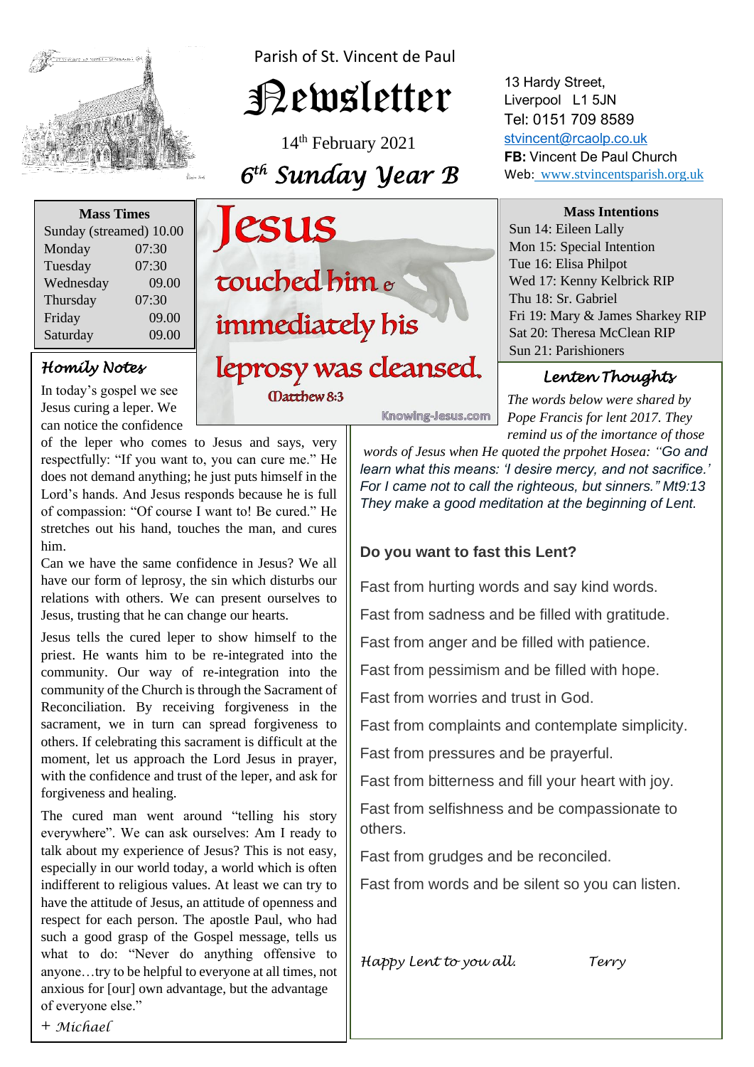Parish of St. Vincent de Paul

# Newsletter

14th February 2021

## *6th Sunday Year B*

13 Hardy Street,
Liverpool L1 5JN
Tel: 0151 709 8589
stvincent@rcaolp.co.uk
**FB:** Vincent De Paul Church
Web: www.stvincentsparish.org.uk

| Mass Times | |
|---|---|
| Sunday (streamed) | 10.00 |
| Monday | 07:30 |
| Tuesday | 07:30 |
| Wednesday | 09.00 |
| Thursday | 07:30 |
| Friday | 09.00 |
| Saturday | 09.00 |

Jesus touched him & immediately his leprosy was cleansed. Matthew 8:3

Knowing-Jesus.com

### *Homily Notes*

In today's gospel we see Jesus curing a leper. We can notice the confidence of the leper who comes to Jesus and says, very respectfully: "If you want to, you can cure me." He does not demand anything; he just puts himself in the Lord's hands. And Jesus responds because he is full of compassion: "Of course I want to! Be cured." He stretches out his hand, touches the man, and cures him.

Can we have the same confidence in Jesus? We all have our form of leprosy, the sin which disturbs our relations with others. We can present ourselves to Jesus, trusting that he can change our hearts.

Jesus tells the cured leper to show himself to the priest. He wants him to be re-integrated into the community. Our way of re-integration into the community of the Church is through the Sacrament of Reconciliation. By receiving forgiveness in the sacrament, we in turn can spread forgiveness to others. If celebrating this sacrament is difficult at the moment, let us approach the Lord Jesus in prayer, with the confidence and trust of the leper, and ask for forgiveness and healing.

The cured man went around "telling his story everywhere". We can ask ourselves: Am I ready to talk about my experience of Jesus? This is not easy, especially in our world today, a world which is often indifferent to religious values. At least we can try to have the attitude of Jesus, an attitude of openness and respect for each person. The apostle Paul, who had such a good grasp of the Gospel message, tells us what to do: "Never do anything offensive to anyone…try to be helpful to everyone at all times, not anxious for [our] own advantage, but the advantage of everyone else."

*+ Michael*

**Mass Intentions**

Sun 14: Eileen Lally
Mon 15: Special Intention
Tue 16: Elisa Philpot
Wed 17: Kenny Kelbrick RIP
Thu 18: Sr. Gabriel
Fri 19: Mary & James Sharkey RIP
Sat 20: Theresa McClean RIP
Sun 21: Parishioners

### *Lenten Thoughts*

*The words below were shared by Pope Francis for lent 2017. They remind us of the imortance of those words of Jesus when He quoted the prpohet Hosea: "Go and learn what this means: 'I desire mercy, and not sacrifice.' For I came not to call the righteous, but sinners." Mt9:13 They make a good meditation at the beginning of Lent.*

**Do you want to fast this Lent?**

Fast from hurting words and say kind words.

Fast from sadness and be filled with gratitude.

Fast from anger and be filled with patience.

Fast from pessimism and be filled with hope.

Fast from worries and trust in God.

Fast from complaints and contemplate simplicity.

Fast from pressures and be prayerful.

Fast from bitterness and fill your heart with joy.

Fast from selfishness and be compassionate to others.

Fast from grudges and be reconciled.

Fast from words and be silent so you can listen.

*Happy Lent to you all.* *Terry*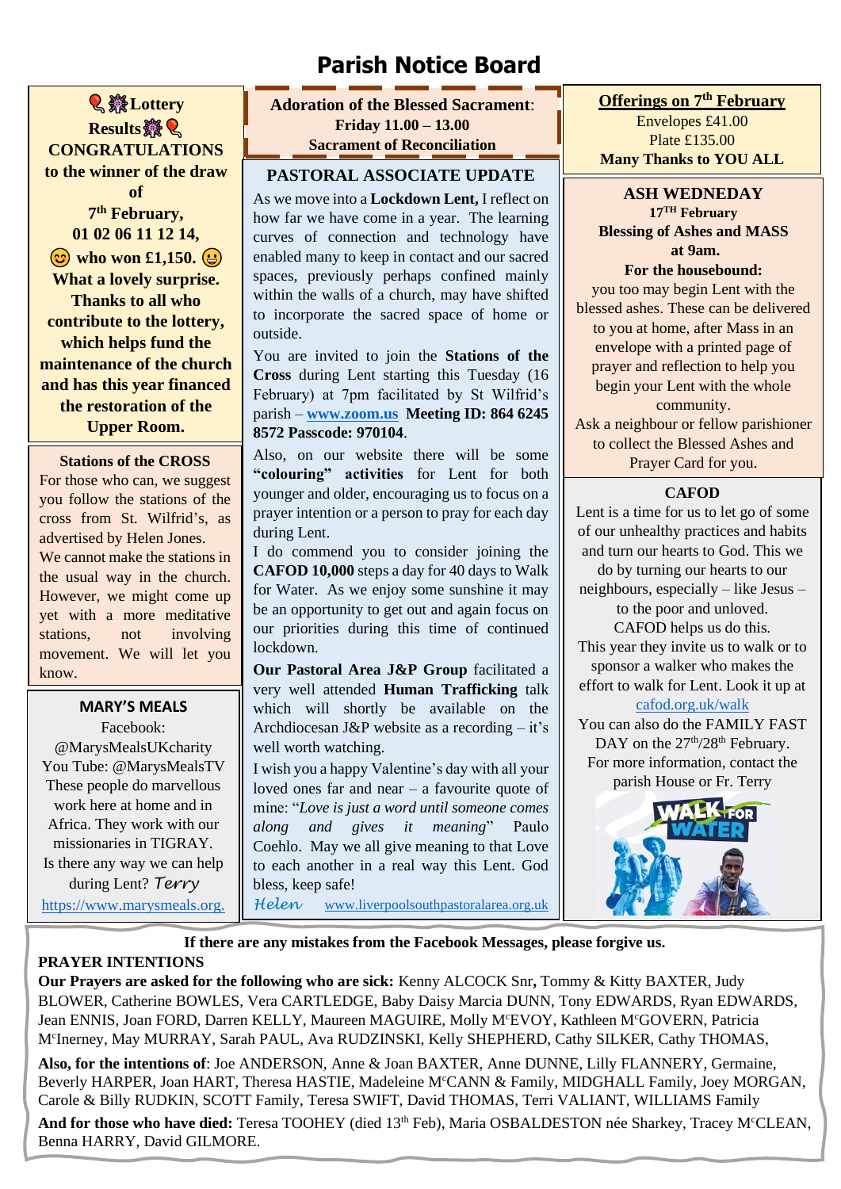# Parish Notice Board

## 🎈🎆Lottery Results🎆🎈

**CONGRATULATIONS to the winner of the draw of 7th February, 01 02 06 11 12 14, 😊 who won £1,150. 😃 What a lovely surprise. Thanks to all who contribute to the lottery, which helps fund the maintenance of the church and has this year financed the restoration of the Upper Room.**

### Stations of the CROSS

For those who can, we suggest you follow the stations of the cross from St. Wilfrid's, as advertised by Helen Jones. We cannot make the stations in the usual way in the church. However, we might come up yet with a more meditative stations, not involving movement. We will let you know.

### MARY'S MEALS

Facebook: @MarysMealsUKcharity
You Tube: @MarysMealsTV
These people do marvellous work here at home and in Africa. They work with our missionaries in TIGRAY.
Is there any way we can help during Lent? *Terry*
https://www.marysmeals.org.

**Adoration of the Blessed Sacrament**: **Friday 11.00 – 13.00**
**Sacrament of Reconciliation**

### PASTORAL ASSOCIATE UPDATE

As we move into a **Lockdown Lent,** I reflect on how far we have come in a year. The learning curves of connection and technology have enabled many to keep in contact and our sacred spaces, previously perhaps confined mainly within the walls of a church, may have shifted to incorporate the sacred space of home or outside.

You are invited to join the **Stations of the Cross** during Lent starting this Tuesday (16 February) at 7pm facilitated by St Wilfrid's parish – **www.zoom.us** **Meeting ID: 864 6245 8572 Passcode: 970104**.

Also, on our website there will be some **"colouring" activities** for Lent for both younger and older, encouraging us to focus on a prayer intention or a person to pray for each day during Lent.

I do commend you to consider joining the **CAFOD 10,000** steps a day for 40 days to Walk for Water. As we enjoy some sunshine it may be an opportunity to get out and again focus on our priorities during this time of continued lockdown.

**Our Pastoral Area J&P Group** facilitated a very well attended **Human Trafficking** talk which will shortly be available on the Archdiocesan J&P website as a recording – it's well worth watching.

I wish you a happy Valentine's day with all your loved ones far and near – a favourite quote of mine: "*Love is just a word until someone comes along and gives it meaning*" Paulo Coehlo. May we all give meaning to that Love to each another in a real way this Lent. God bless, keep safe!

*Helen* www.liverpoolsouthpastoralarea.org.uk

**Offerings on 7th February**
Envelopes £41.00
Plate £135.00
**Many Thanks to YOU ALL**

### ASH WEDNEDAY

**17TH February**
**Blessing of Ashes and MASS at 9am.**
**For the housebound:**
you too may begin Lent with the blessed ashes. These can be delivered to you at home, after Mass in an envelope with a printed page of prayer and reflection to help you begin your Lent with the whole community.
Ask a neighbour or fellow parishioner to collect the Blessed Ashes and Prayer Card for you.

### CAFOD

Lent is a time for us to let go of some of our unhealthy practices and habits and turn our hearts to God. This we do by turning our hearts to our neighbours, especially – like Jesus – to the poor and unloved. CAFOD helps us do this.
This year they invite us to walk or to sponsor a walker who makes the effort to walk for Lent. Look it up at cafod.org.uk/walk
You can also do the FAMILY FAST DAY on the 27th/28th February.
For more information, contact the parish House or Fr. Terry

WALK FOR WATER

---

**If there are any mistakes from the Facebook Messages, please forgive us.**

**PRAYER INTENTIONS**

**Our Prayers are asked for the following who are sick:** Kenny ALCOCK Snr**,** Tommy & Kitty BAXTER, Judy BLOWER, Catherine BOWLES, Vera CARTLEDGE, Baby Daisy Marcia DUNN, Tony EDWARDS, Ryan EDWARDS, Jean ENNIS, Joan FORD, Darren KELLY, Maureen MAGUIRE, Molly McEVOY, Kathleen McGOVERN, Patricia McInerney, May MURRAY, Sarah PAUL, Ava RUDZINSKI, Kelly SHEPHERD, Cathy SILKER, Cathy THOMAS,

**Also, for the intentions of**: Joe ANDERSON, Anne & Joan BAXTER, Anne DUNNE, Lilly FLANNERY, Germaine, Beverly HARPER, Joan HART, Theresa HASTIE, Madeleine McCANN & Family, MIDGHALL Family, Joey MORGAN, Carole & Billy RUDKIN, SCOTT Family, Teresa SWIFT, David THOMAS, Terri VALIANT, WILLIAMS Family

**And for those who have died:** Teresa TOOHEY (died 13th Feb), Maria OSBALDESTON née Sharkey, Tracey McCLEAN, Benna HARRY, David GILMORE.